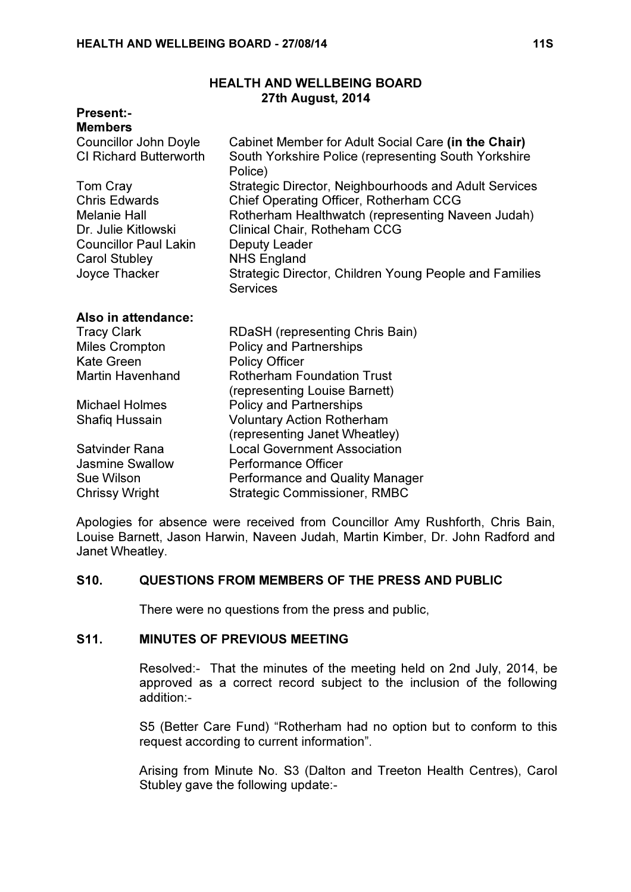# HEALTH AND WELLBEING BOARD
## 27th August, 2014

**Present:-**
**Members**

| | |
|---|---|
| Councillor John Doyle | Cabinet Member for Adult Social Care **(in the Chair)** |
| CI Richard Butterworth | South Yorkshire Police (representing South Yorkshire Police) |
| Tom Cray | Strategic Director, Neighbourhoods and Adult Services |
| Chris Edwards | Chief Operating Officer, Rotherham CCG |
| Melanie Hall | Rotherham Healthwatch (representing Naveen Judah) |
| Dr. Julie Kitlowski | Clinical Chair, Rotheham CCG |
| Councillor Paul Lakin | Deputy Leader |
| Carol Stubley | NHS England |
| Joyce Thacker | Strategic Director, Children Young People and Families Services |

**Also in attendance:**

| | |
|---|---|
| Tracy Clark | RDaSH (representing Chris Bain) |
| Miles Crompton | Policy and Partnerships |
| Kate Green | Policy Officer |
| Martin Havenhand | Rotherham Foundation Trust (representing Louise Barnett) |
| Michael Holmes | Policy and Partnerships |
| Shafiq Hussain | Voluntary Action Rotherham (representing Janet Wheatley) |
| Satvinder Rana | Local Government Association |
| Jasmine Swallow | Performance Officer |
| Sue Wilson | Performance and Quality Manager |
| Chrissy Wright | Strategic Commissioner, RMBC |

Apologies for absence were received from Councillor Amy Rushforth, Chris Bain, Louise Barnett, Jason Harwin, Naveen Judah, Martin Kimber, Dr. John Radford and Janet Wheatley.

### S10. QUESTIONS FROM MEMBERS OF THE PRESS AND PUBLIC

There were no questions from the press and public,

### S11. MINUTES OF PREVIOUS MEETING

Resolved:- That the minutes of the meeting held on 2nd July, 2014, be approved as a correct record subject to the inclusion of the following addition:-

S5 (Better Care Fund) "Rotherham had no option but to conform to this request according to current information".

Arising from Minute No. S3 (Dalton and Treeton Health Centres), Carol Stubley gave the following update:-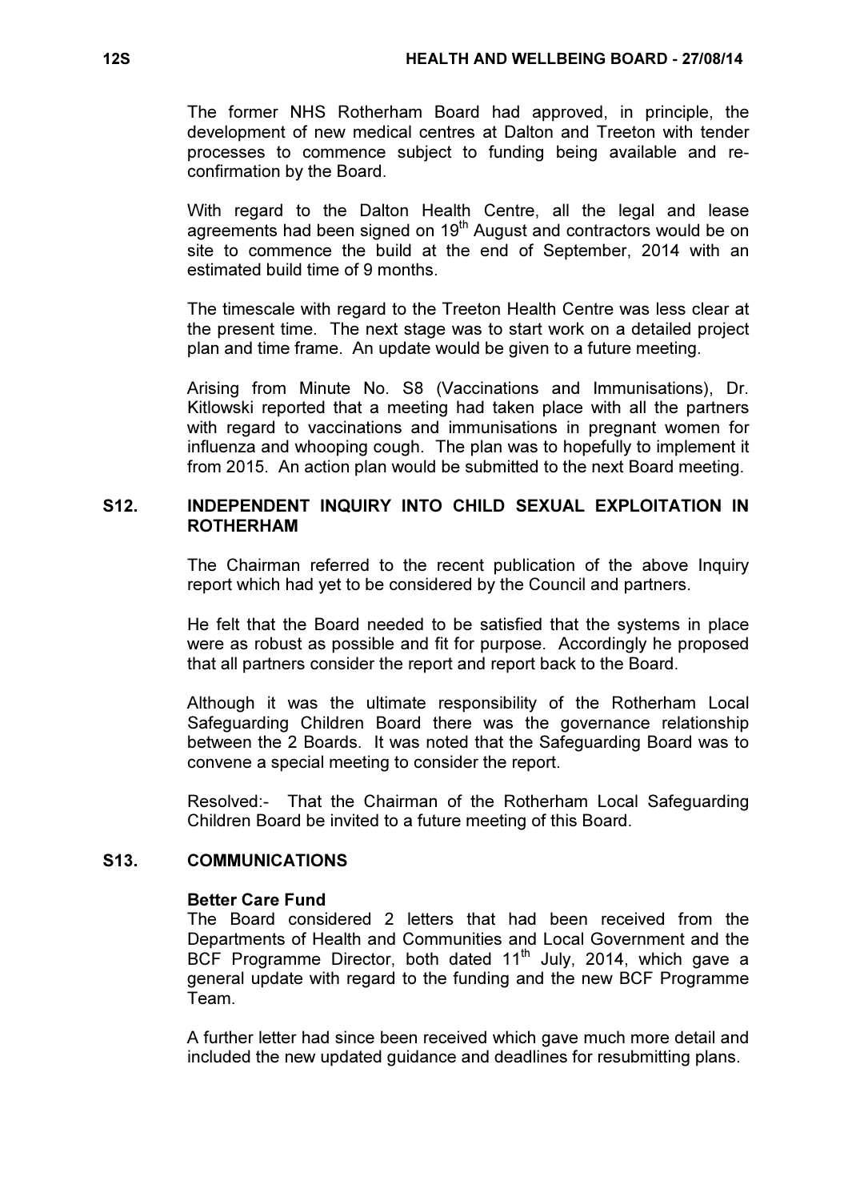The former NHS Rotherham Board had approved, in principle, the development of new medical centres at Dalton and Treeton with tender processes to commence subject to funding being available and re-confirmation by the Board.

With regard to the Dalton Health Centre, all the legal and lease agreements had been signed on 19th August and contractors would be on site to commence the build at the end of September, 2014 with an estimated build time of 9 months.

The timescale with regard to the Treeton Health Centre was less clear at the present time. The next stage was to start work on a detailed project plan and time frame. An update would be given to a future meeting.

Arising from Minute No. S8 (Vaccinations and Immunisations), Dr. Kitlowski reported that a meeting had taken place with all the partners with regard to vaccinations and immunisations in pregnant women for influenza and whooping cough. The plan was to hopefully to implement it from 2015. An action plan would be submitted to the next Board meeting.

## S12. INDEPENDENT INQUIRY INTO CHILD SEXUAL EXPLOITATION IN ROTHERHAM

The Chairman referred to the recent publication of the above Inquiry report which had yet to be considered by the Council and partners.

He felt that the Board needed to be satisfied that the systems in place were as robust as possible and fit for purpose. Accordingly he proposed that all partners consider the report and report back to the Board.

Although it was the ultimate responsibility of the Rotherham Local Safeguarding Children Board there was the governance relationship between the 2 Boards. It was noted that the Safeguarding Board was to convene a special meeting to consider the report.

Resolved:- That the Chairman of the Rotherham Local Safeguarding Children Board be invited to a future meeting of this Board.

## S13. COMMUNICATIONS

**Better Care Fund**

The Board considered 2 letters that had been received from the Departments of Health and Communities and Local Government and the BCF Programme Director, both dated 11th July, 2014, which gave a general update with regard to the funding and the new BCF Programme Team.

A further letter had since been received which gave much more detail and included the new updated guidance and deadlines for resubmitting plans.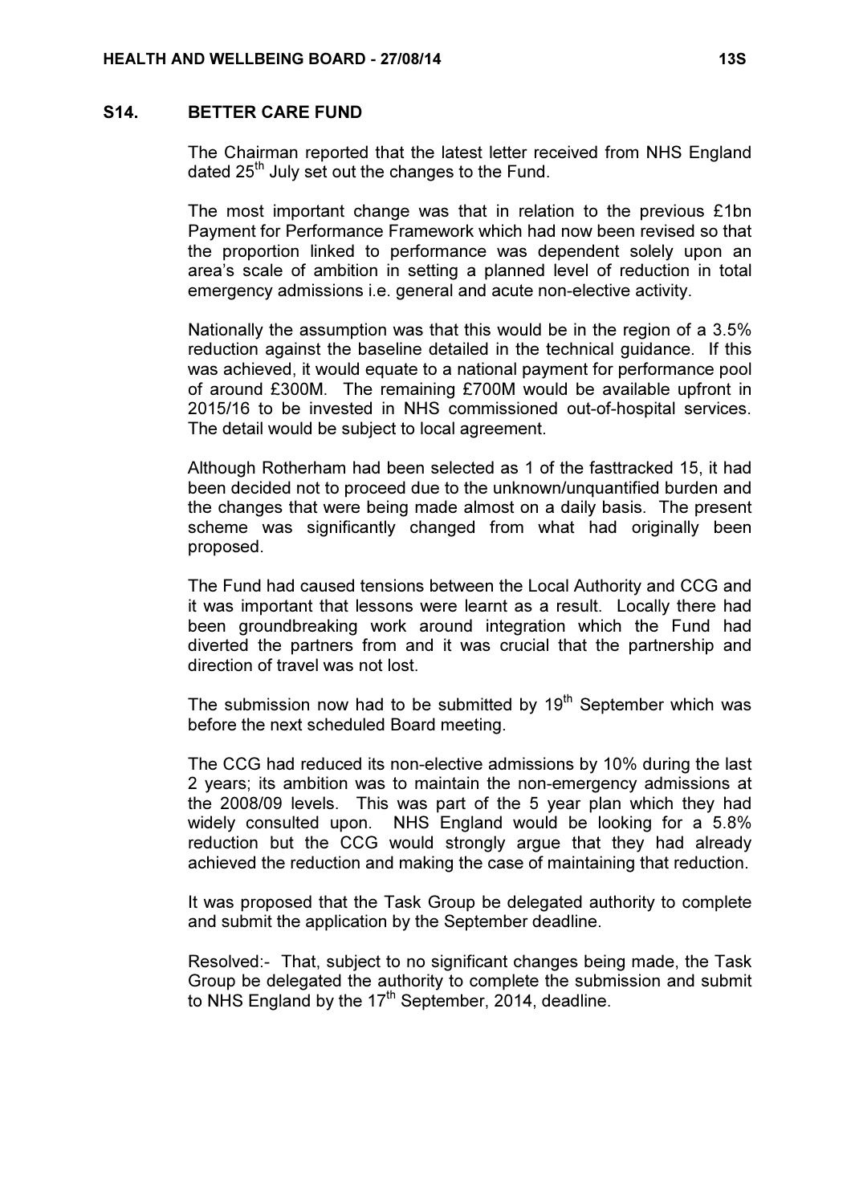## S14. BETTER CARE FUND

The Chairman reported that the latest letter received from NHS England dated 25th July set out the changes to the Fund.

The most important change was that in relation to the previous £1bn Payment for Performance Framework which had now been revised so that the proportion linked to performance was dependent solely upon an area's scale of ambition in setting a planned level of reduction in total emergency admissions i.e. general and acute non-elective activity.

Nationally the assumption was that this would be in the region of a 3.5% reduction against the baseline detailed in the technical guidance. If this was achieved, it would equate to a national payment for performance pool of around £300M. The remaining £700M would be available upfront in 2015/16 to be invested in NHS commissioned out-of-hospital services. The detail would be subject to local agreement.

Although Rotherham had been selected as 1 of the fasttracked 15, it had been decided not to proceed due to the unknown/unquantified burden and the changes that were being made almost on a daily basis. The present scheme was significantly changed from what had originally been proposed.

The Fund had caused tensions between the Local Authority and CCG and it was important that lessons were learnt as a result. Locally there had been groundbreaking work around integration which the Fund had diverted the partners from and it was crucial that the partnership and direction of travel was not lost.

The submission now had to be submitted by 19th September which was before the next scheduled Board meeting.

The CCG had reduced its non-elective admissions by 10% during the last 2 years; its ambition was to maintain the non-emergency admissions at the 2008/09 levels. This was part of the 5 year plan which they had widely consulted upon. NHS England would be looking for a 5.8% reduction but the CCG would strongly argue that they had already achieved the reduction and making the case of maintaining that reduction.

It was proposed that the Task Group be delegated authority to complete and submit the application by the September deadline.

Resolved:- That, subject to no significant changes being made, the Task Group be delegated the authority to complete the submission and submit to NHS England by the 17th September, 2014, deadline.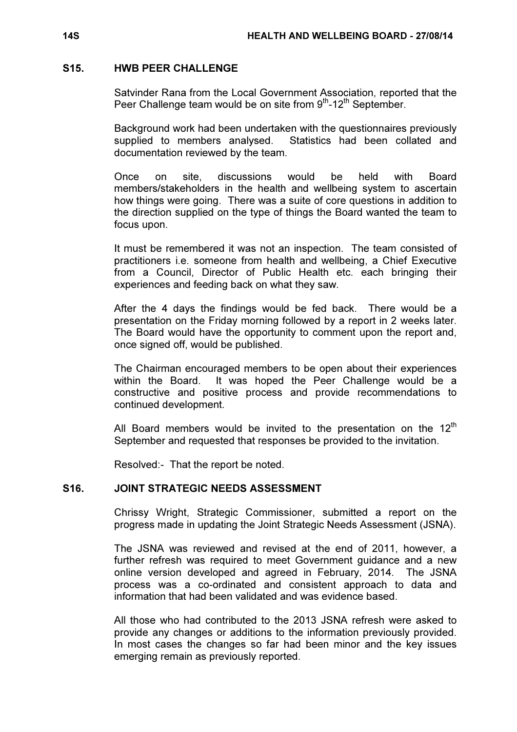## S15. HWB PEER CHALLENGE

Satvinder Rana from the Local Government Association, reported that the Peer Challenge team would be on site from 9th-12th September.

Background work had been undertaken with the questionnaires previously supplied to members analysed. Statistics had been collated and documentation reviewed by the team.

Once on site, discussions would be held with Board members/stakeholders in the health and wellbeing system to ascertain how things were going. There was a suite of core questions in addition to the direction supplied on the type of things the Board wanted the team to focus upon.

It must be remembered it was not an inspection. The team consisted of practitioners i.e. someone from health and wellbeing, a Chief Executive from a Council, Director of Public Health etc. each bringing their experiences and feeding back on what they saw.

After the 4 days the findings would be fed back. There would be a presentation on the Friday morning followed by a report in 2 weeks later. The Board would have the opportunity to comment upon the report and, once signed off, would be published.

The Chairman encouraged members to be open about their experiences within the Board. It was hoped the Peer Challenge would be a constructive and positive process and provide recommendations to continued development.

All Board members would be invited to the presentation on the 12th September and requested that responses be provided to the invitation.

Resolved:- That the report be noted.

## S16. JOINT STRATEGIC NEEDS ASSESSMENT

Chrissy Wright, Strategic Commissioner, submitted a report on the progress made in updating the Joint Strategic Needs Assessment (JSNA).

The JSNA was reviewed and revised at the end of 2011, however, a further refresh was required to meet Government guidance and a new online version developed and agreed in February, 2014. The JSNA process was a co-ordinated and consistent approach to data and information that had been validated and was evidence based.

All those who had contributed to the 2013 JSNA refresh were asked to provide any changes or additions to the information previously provided. In most cases the changes so far had been minor and the key issues emerging remain as previously reported.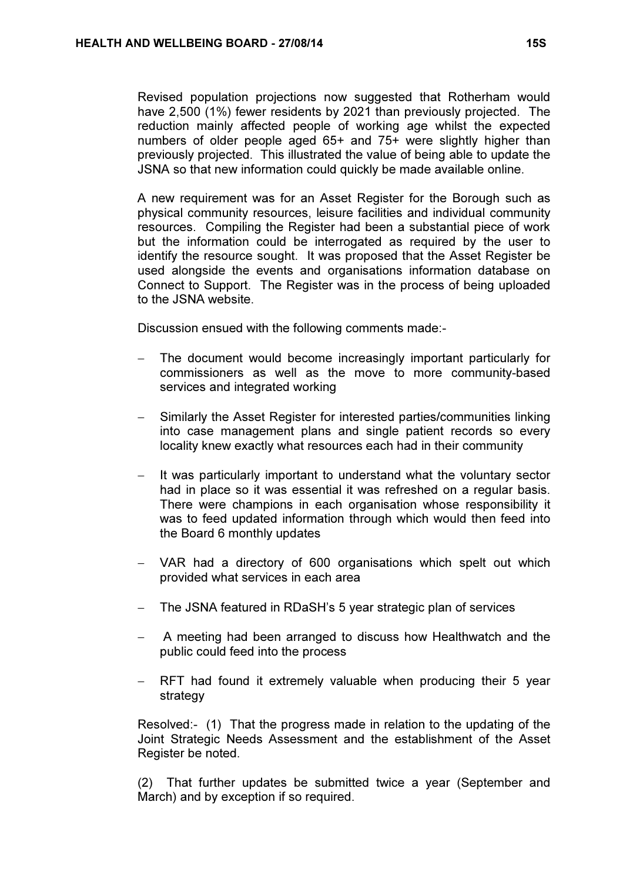Revised population projections now suggested that Rotherham would have 2,500 (1%) fewer residents by 2021 than previously projected. The reduction mainly affected people of working age whilst the expected numbers of older people aged 65+ and 75+ were slightly higher than previously projected. This illustrated the value of being able to update the JSNA so that new information could quickly be made available online.

A new requirement was for an Asset Register for the Borough such as physical community resources, leisure facilities and individual community resources. Compiling the Register had been a substantial piece of work but the information could be interrogated as required by the user to identify the resource sought. It was proposed that the Asset Register be used alongside the events and organisations information database on Connect to Support. The Register was in the process of being uploaded to the JSNA website.

Discussion ensued with the following comments made:-

- The document would become increasingly important particularly for commissioners as well as the move to more community-based services and integrated working
- Similarly the Asset Register for interested parties/communities linking into case management plans and single patient records so every locality knew exactly what resources each had in their community
- It was particularly important to understand what the voluntary sector had in place so it was essential it was refreshed on a regular basis. There were champions in each organisation whose responsibility it was to feed updated information through which would then feed into the Board 6 monthly updates
- VAR had a directory of 600 organisations which spelt out which provided what services in each area
- The JSNA featured in RDaSH's 5 year strategic plan of services
- A meeting had been arranged to discuss how Healthwatch and the public could feed into the process
- RFT had found it extremely valuable when producing their 5 year strategy

Resolved:- (1) That the progress made in relation to the updating of the Joint Strategic Needs Assessment and the establishment of the Asset Register be noted.

(2) That further updates be submitted twice a year (September and March) and by exception if so required.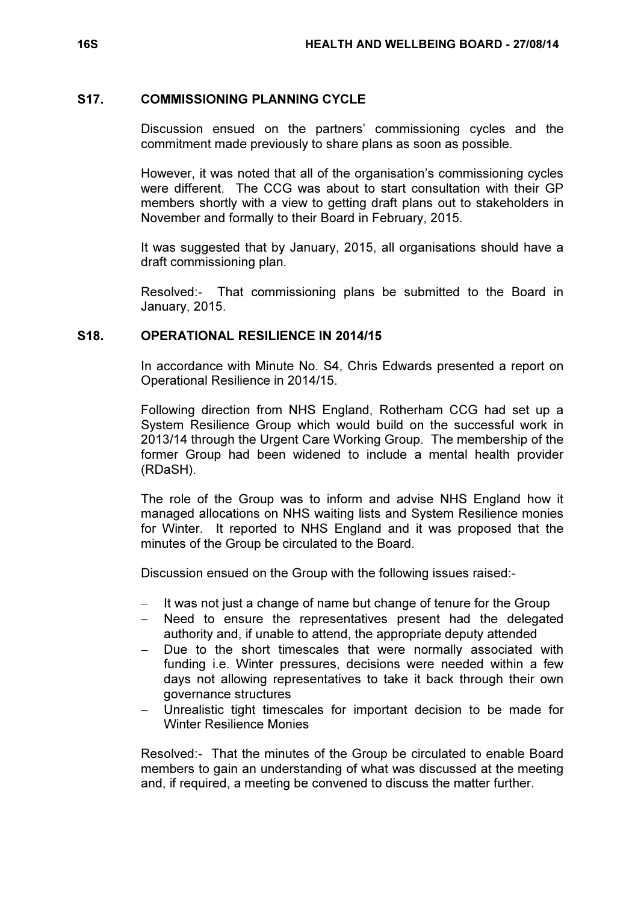## S17. COMMISSIONING PLANNING CYCLE

Discussion ensued on the partners' commissioning cycles and the commitment made previously to share plans as soon as possible.

However, it was noted that all of the organisation's commissioning cycles were different. The CCG was about to start consultation with their GP members shortly with a view to getting draft plans out to stakeholders in November and formally to their Board in February, 2015.

It was suggested that by January, 2015, all organisations should have a draft commissioning plan.

Resolved:- That commissioning plans be submitted to the Board in January, 2015.

## S18. OPERATIONAL RESILIENCE IN 2014/15

In accordance with Minute No. S4, Chris Edwards presented a report on Operational Resilience in 2014/15.

Following direction from NHS England, Rotherham CCG had set up a System Resilience Group which would build on the successful work in 2013/14 through the Urgent Care Working Group. The membership of the former Group had been widened to include a mental health provider (RDaSH).

The role of the Group was to inform and advise NHS England how it managed allocations on NHS waiting lists and System Resilience monies for Winter. It reported to NHS England and it was proposed that the minutes of the Group be circulated to the Board.

Discussion ensued on the Group with the following issues raised:-

- It was not just a change of name but change of tenure for the Group
- Need to ensure the representatives present had the delegated authority and, if unable to attend, the appropriate deputy attended
- Due to the short timescales that were normally associated with funding i.e. Winter pressures, decisions were needed within a few days not allowing representatives to take it back through their own governance structures
- Unrealistic tight timescales for important decision to be made for Winter Resilience Monies

Resolved:- That the minutes of the Group be circulated to enable Board members to gain an understanding of what was discussed at the meeting and, if required, a meeting be convened to discuss the matter further.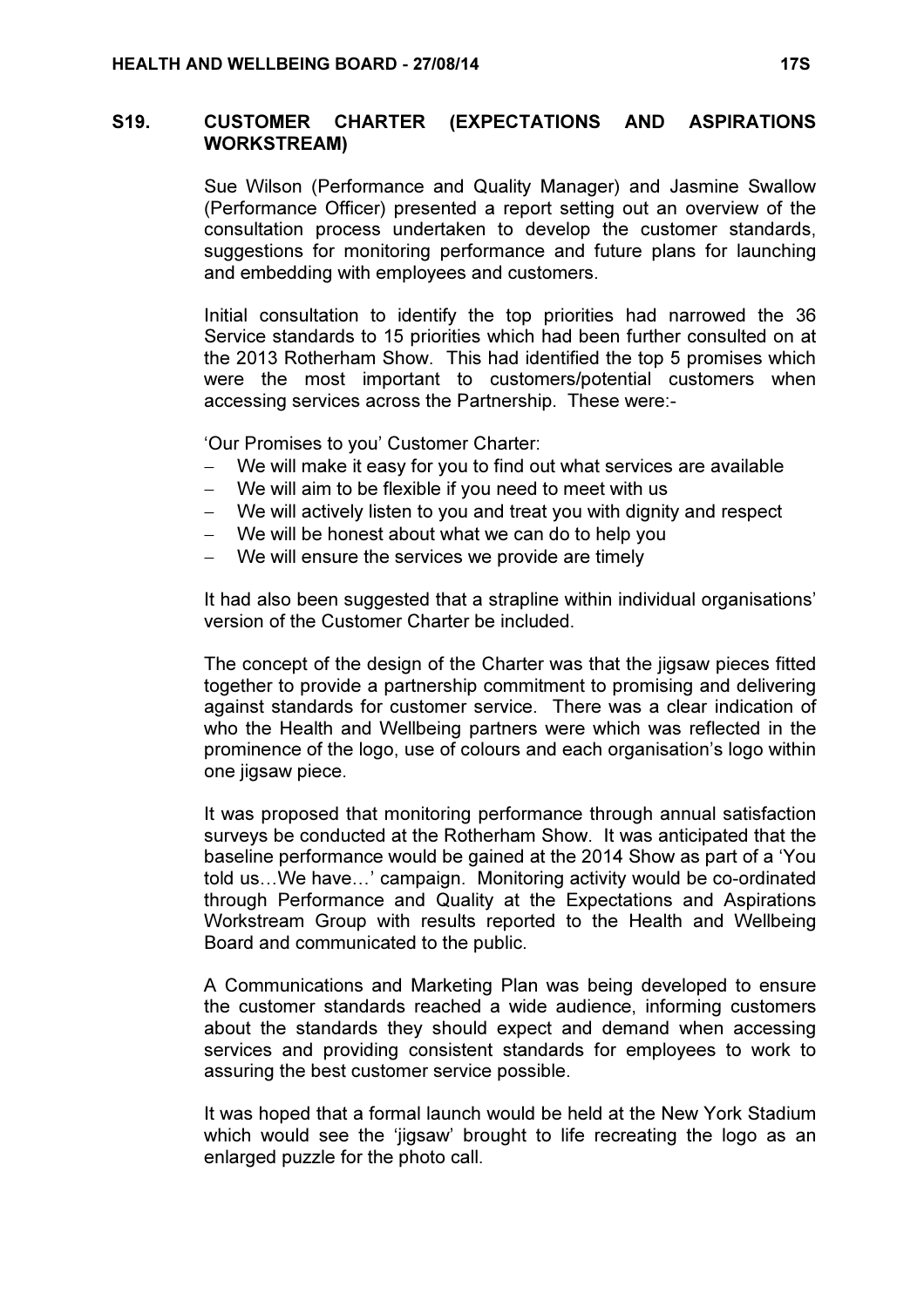## S19. CUSTOMER CHARTER (EXPECTATIONS AND ASPIRATIONS WORKSTREAM)

Sue Wilson (Performance and Quality Manager) and Jasmine Swallow (Performance Officer) presented a report setting out an overview of the consultation process undertaken to develop the customer standards, suggestions for monitoring performance and future plans for launching and embedding with employees and customers.

Initial consultation to identify the top priorities had narrowed the 36 Service standards to 15 priorities which had been further consulted on at the 2013 Rotherham Show. This had identified the top 5 promises which were the most important to customers/potential customers when accessing services across the Partnership. These were:-

'Our Promises to you' Customer Charter:

- We will make it easy for you to find out what services are available
- We will aim to be flexible if you need to meet with us
- We will actively listen to you and treat you with dignity and respect
- We will be honest about what we can do to help you
- We will ensure the services we provide are timely

It had also been suggested that a strapline within individual organisations' version of the Customer Charter be included.

The concept of the design of the Charter was that the jigsaw pieces fitted together to provide a partnership commitment to promising and delivering against standards for customer service. There was a clear indication of who the Health and Wellbeing partners were which was reflected in the prominence of the logo, use of colours and each organisation's logo within one jigsaw piece.

It was proposed that monitoring performance through annual satisfaction surveys be conducted at the Rotherham Show. It was anticipated that the baseline performance would be gained at the 2014 Show as part of a 'You told us…We have…' campaign. Monitoring activity would be co-ordinated through Performance and Quality at the Expectations and Aspirations Workstream Group with results reported to the Health and Wellbeing Board and communicated to the public.

A Communications and Marketing Plan was being developed to ensure the customer standards reached a wide audience, informing customers about the standards they should expect and demand when accessing services and providing consistent standards for employees to work to assuring the best customer service possible.

It was hoped that a formal launch would be held at the New York Stadium which would see the 'jigsaw' brought to life recreating the logo as an enlarged puzzle for the photo call.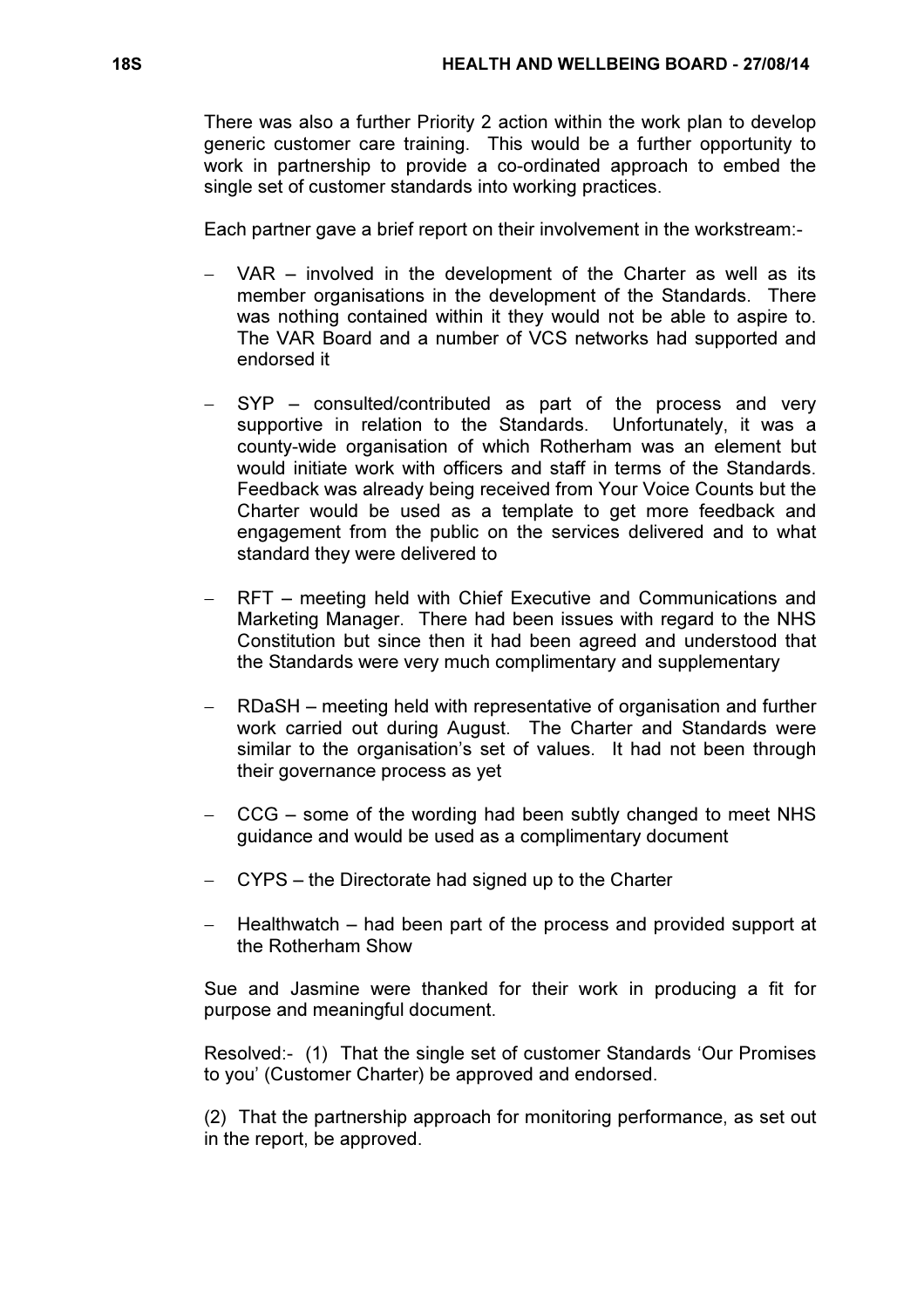There was also a further Priority 2 action within the work plan to develop generic customer care training. This would be a further opportunity to work in partnership to provide a co-ordinated approach to embed the single set of customer standards into working practices.

Each partner gave a brief report on their involvement in the workstream:-

- VAR – involved in the development of the Charter as well as its member organisations in the development of the Standards. There was nothing contained within it they would not be able to aspire to. The VAR Board and a number of VCS networks had supported and endorsed it

- SYP – consulted/contributed as part of the process and very supportive in relation to the Standards. Unfortunately, it was a county-wide organisation of which Rotherham was an element but would initiate work with officers and staff in terms of the Standards. Feedback was already being received from Your Voice Counts but the Charter would be used as a template to get more feedback and engagement from the public on the services delivered and to what standard they were delivered to

- RFT – meeting held with Chief Executive and Communications and Marketing Manager. There had been issues with regard to the NHS Constitution but since then it had been agreed and understood that the Standards were very much complimentary and supplementary

- RDaSH – meeting held with representative of organisation and further work carried out during August. The Charter and Standards were similar to the organisation's set of values. It had not been through their governance process as yet

- CCG – some of the wording had been subtly changed to meet NHS guidance and would be used as a complimentary document

- CYPS – the Directorate had signed up to the Charter

- Healthwatch – had been part of the process and provided support at the Rotherham Show

Sue and Jasmine were thanked for their work in producing a fit for purpose and meaningful document.

Resolved:- (1) That the single set of customer Standards 'Our Promises to you' (Customer Charter) be approved and endorsed.

(2) That the partnership approach for monitoring performance, as set out in the report, be approved.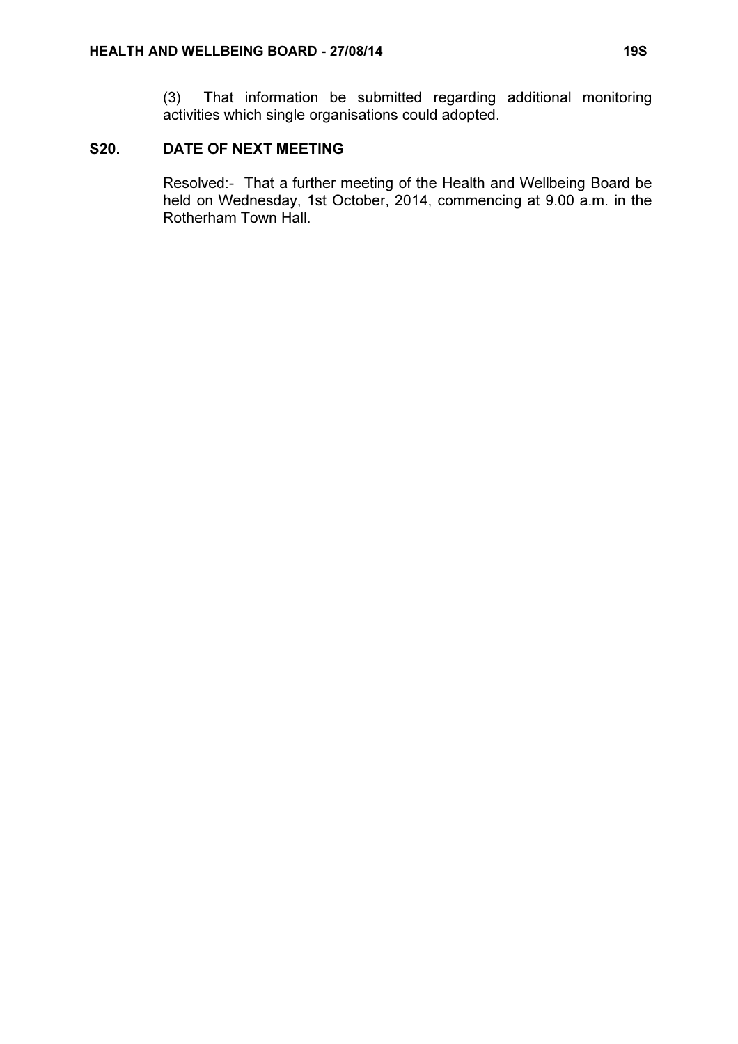(3) That information be submitted regarding additional monitoring activities which single organisations could adopted.

## S20. DATE OF NEXT MEETING

Resolved:- That a further meeting of the Health and Wellbeing Board be held on Wednesday, 1st October, 2014, commencing at 9.00 a.m. in the Rotherham Town Hall.